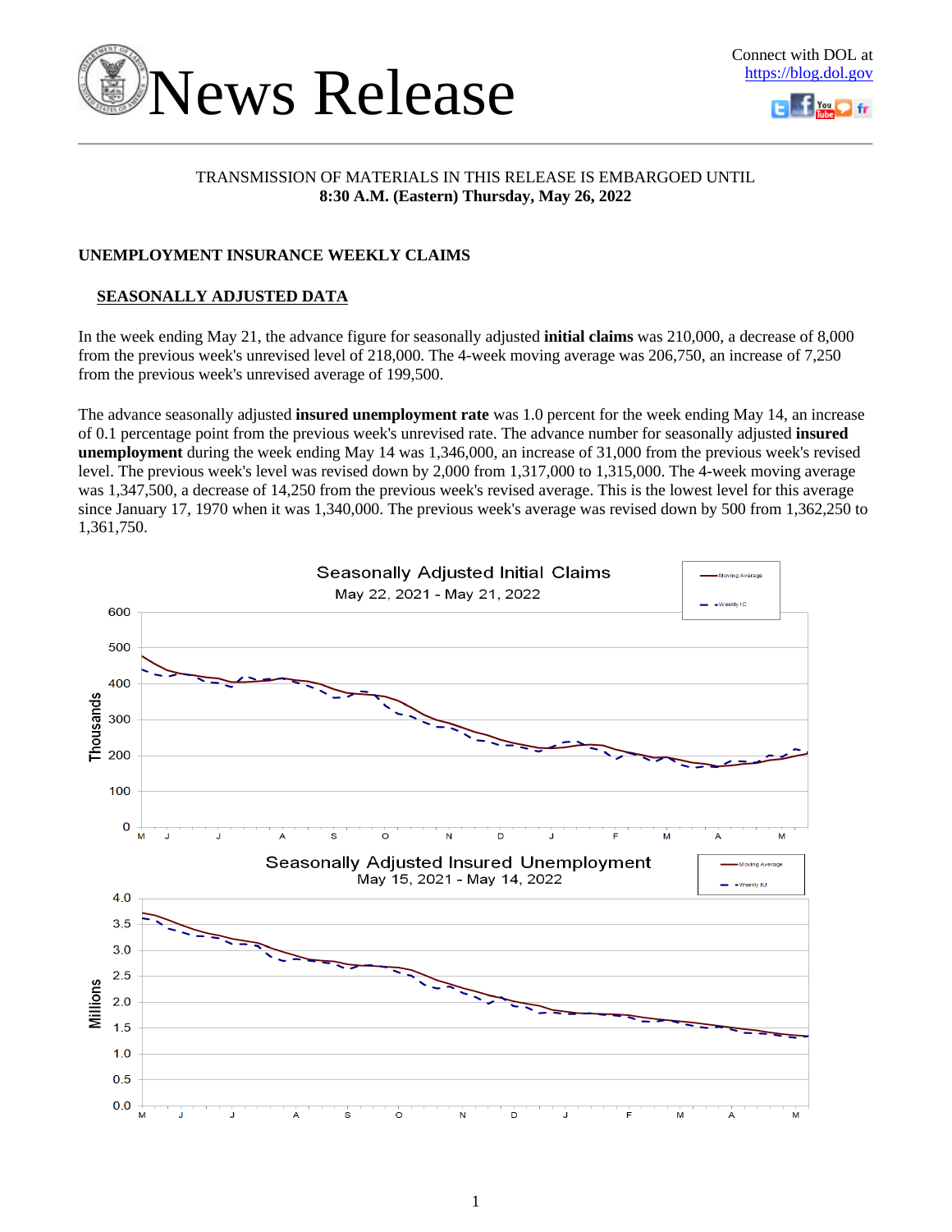# News Release

Connect with DOL at https://blog.dol.gov

TRANSMISSION OF MATERIALS IN THIS RELEASE IS EMBARGOED UNTIL
**8:30 A.M. (Eastern) Thursday, May 26, 2022**

## UNEMPLOYMENT INSURANCE WEEKLY CLAIMS

### SEASONALLY ADJUSTED DATA

In the week ending May 21, the advance figure for seasonally adjusted **initial claims** was 210,000, a decrease of 8,000 from the previous week's unrevised level of 218,000. The 4-week moving average was 206,750, an increase of 7,250 from the previous week's unrevised average of 199,500.

The advance seasonally adjusted **insured unemployment rate** was 1.0 percent for the week ending May 14, an increase of 0.1 percentage point from the previous week's unrevised rate. The advance number for seasonally adjusted **insured unemployment** during the week ending May 14 was 1,346,000, an increase of 31,000 from the previous week's revised level. The previous week's level was revised down by 2,000 from 1,317,000 to 1,315,000. The 4-week moving average was 1,347,500, a decrease of 14,250 from the previous week's revised average. This is the lowest level for this average since January 17, 1970 when it was 1,340,000. The previous week's average was revised down by 500 from 1,362,250 to 1,361,750.

Seasonally Adjusted Initial Claims
May 22, 2021 - May 21, 2022

Seasonally Adjusted Insured Unemployment
May 15, 2021 - May 14, 2022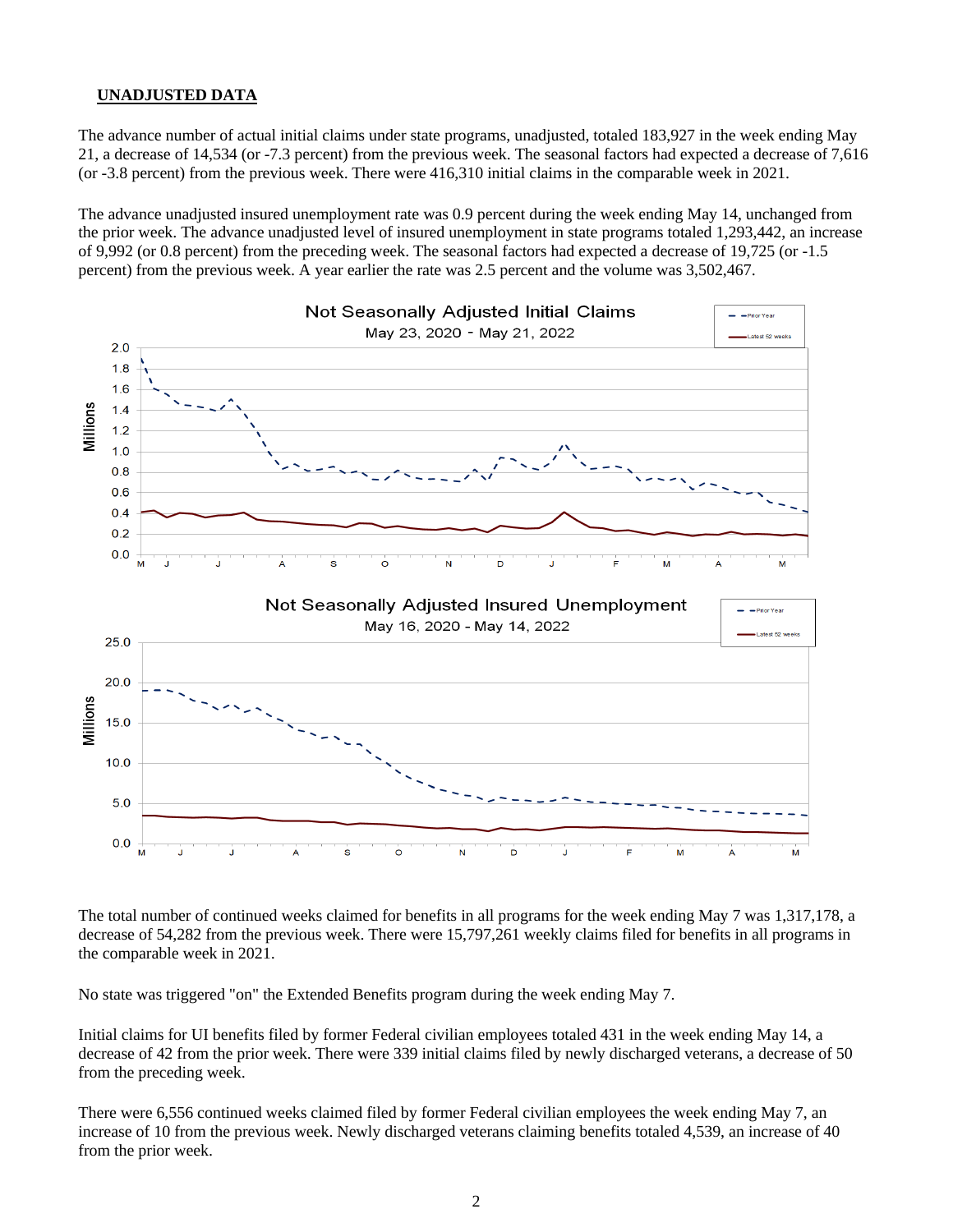## UNADJUSTED DATA

The advance number of actual initial claims under state programs, unadjusted, totaled 183,927 in the week ending May 21, a decrease of 14,534 (or -7.3 percent) from the previous week. The seasonal factors had expected a decrease of 7,616 (or -3.8 percent) from the previous week. There were 416,310 initial claims in the comparable week in 2021.

The advance unadjusted insured unemployment rate was 0.9 percent during the week ending May 14, unchanged from the prior week. The advance unadjusted level of insured unemployment in state programs totaled 1,293,442, an increase of 9,992 (or 0.8 percent) from the preceding week. The seasonal factors had expected a decrease of 19,725 (or -1.5 percent) from the previous week. A year earlier the rate was 2.5 percent and the volume was 3,502,467.

The total number of continued weeks claimed for benefits in all programs for the week ending May 7 was 1,317,178, a decrease of 54,282 from the previous week. There were 15,797,261 weekly claims filed for benefits in all programs in the comparable week in 2021.

No state was triggered "on" the Extended Benefits program during the week ending May 7.

Initial claims for UI benefits filed by former Federal civilian employees totaled 431 in the week ending May 14, a decrease of 42 from the prior week. There were 339 initial claims filed by newly discharged veterans, a decrease of 50 from the preceding week.

There were 6,556 continued weeks claimed filed by former Federal civilian employees the week ending May 7, an increase of 10 from the previous week. Newly discharged veterans claiming benefits totaled 4,539, an increase of 40 from the prior week.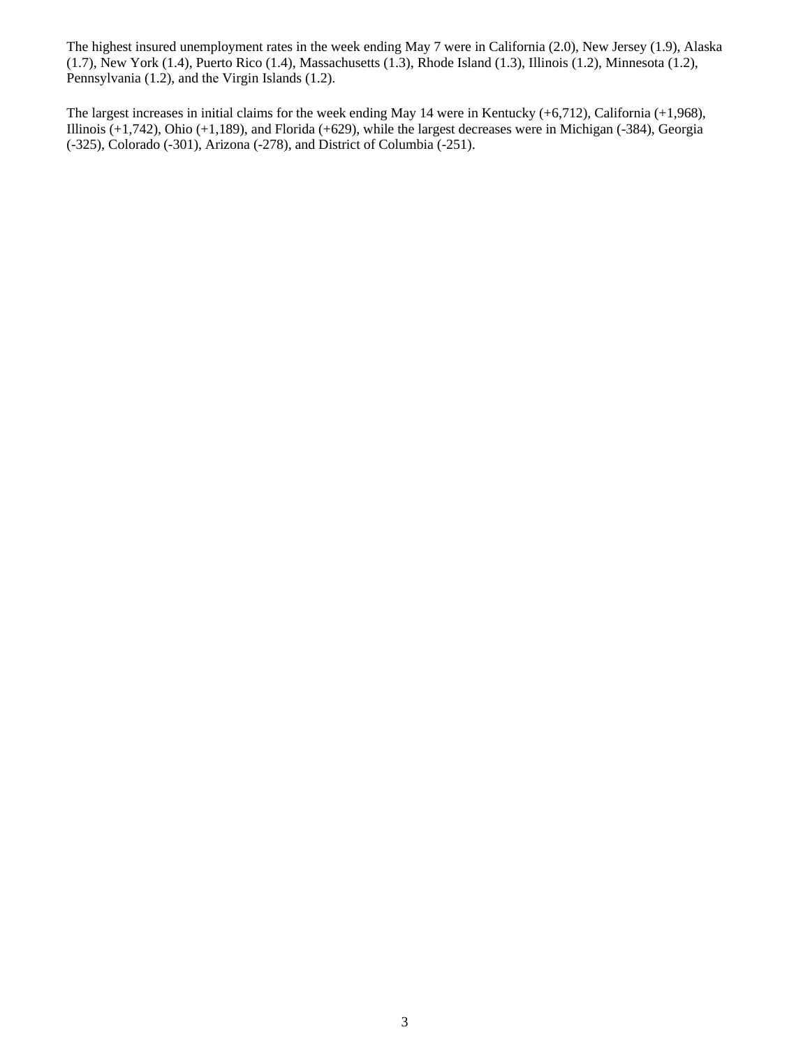The highest insured unemployment rates in the week ending May 7 were in California (2.0), New Jersey (1.9), Alaska (1.7), New York (1.4), Puerto Rico (1.4), Massachusetts (1.3), Rhode Island (1.3), Illinois (1.2), Minnesota (1.2), Pennsylvania (1.2), and the Virgin Islands (1.2).

The largest increases in initial claims for the week ending May 14 were in Kentucky (+6,712), California (+1,968), Illinois (+1,742), Ohio (+1,189), and Florida (+629), while the largest decreases were in Michigan (-384), Georgia (-325), Colorado (-301), Arizona (-278), and District of Columbia (-251).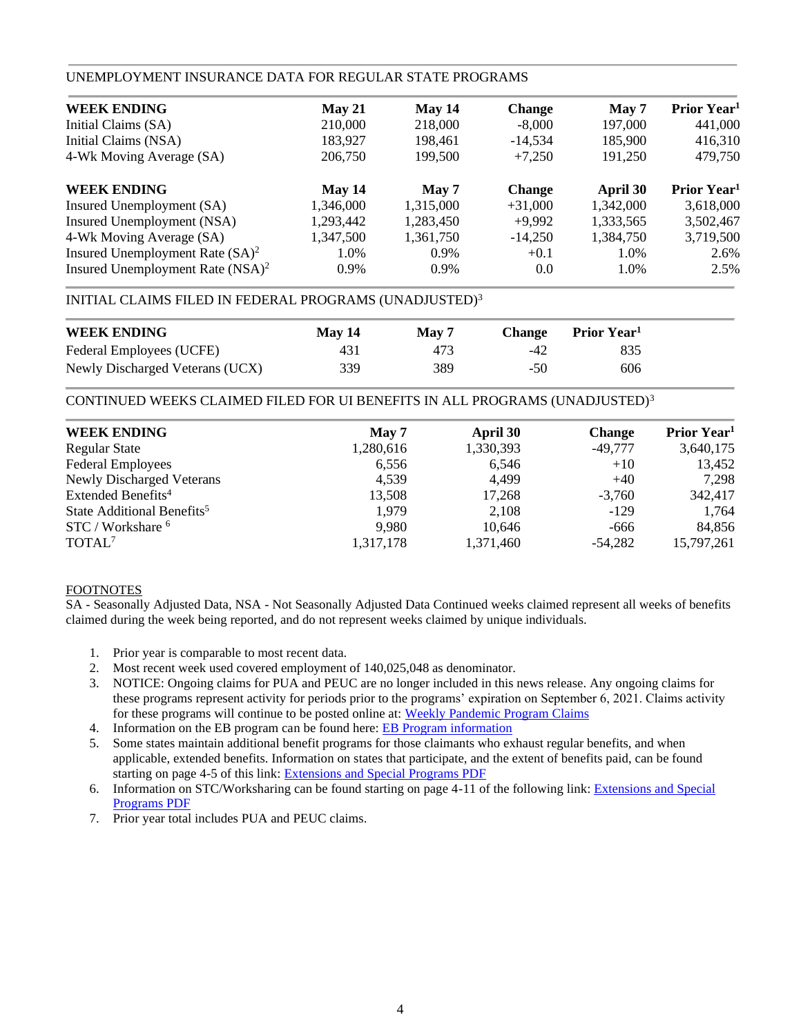## UNEMPLOYMENT INSURANCE DATA FOR REGULAR STATE PROGRAMS

| WEEK ENDING | May 21 | May 14 | Change | May 7 | Prior Year[1] |
|---|---|---|---|---|---|
| Initial Claims (SA) | 210,000 | 218,000 | -8,000 | 197,000 | 441,000 |
| Initial Claims (NSA) | 183,927 | 198,461 | -14,534 | 185,900 | 416,310 |
| 4-Wk Moving Average (SA) | 206,750 | 199,500 | +7,250 | 191,250 | 479,750 |

| WEEK ENDING | May 14 | May 7 | Change | April 30 | Prior Year[1] |
|---|---|---|---|---|---|
| Insured Unemployment (SA) | 1,346,000 | 1,315,000 | +31,000 | 1,342,000 | 3,618,000 |
| Insured Unemployment (NSA) | 1,293,442 | 1,283,450 | +9,992 | 1,333,565 | 3,502,467 |
| 4-Wk Moving Average (SA) | 1,347,500 | 1,361,750 | -14,250 | 1,384,750 | 3,719,500 |
| Insured Unemployment Rate (SA)[2] | 1.0% | 0.9% | +0.1 | 1.0% | 2.6% |
| Insured Unemployment Rate (NSA)[2] | 0.9% | 0.9% | 0.0 | 1.0% | 2.5% |

## INITIAL CLAIMS FILED IN FEDERAL PROGRAMS (UNADJUSTED)[3]

| WEEK ENDING | May 14 | May 7 | Change | Prior Year[1] |
|---|---|---|---|---|
| Federal Employees (UCFE) | 431 | 473 | -42 | 835 |
| Newly Discharged Veterans (UCX) | 339 | 389 | -50 | 606 |

## CONTINUED WEEKS CLAIMED FILED FOR UI BENEFITS IN ALL PROGRAMS (UNADJUSTED)[3]

| WEEK ENDING | May 7 | April 30 | Change | Prior Year[1] |
|---|---|---|---|---|
| Regular State | 1,280,616 | 1,330,393 | -49,777 | 3,640,175 |
| Federal Employees | 6,556 | 6,546 | +10 | 13,452 |
| Newly Discharged Veterans | 4,539 | 4,499 | +40 | 7,298 |
| Extended Benefits[4] | 13,508 | 17,268 | -3,760 | 342,417 |
| State Additional Benefits[5] | 1,979 | 2,108 | -129 | 1,764 |
| STC / Workshare [6] | 9,980 | 10,646 | -666 | 84,856 |
| TOTAL[7] | 1,317,178 | 1,371,460 | -54,282 | 15,797,261 |

FOOTNOTES

SA - Seasonally Adjusted Data, NSA - Not Seasonally Adjusted Data Continued weeks claimed represent all weeks of benefits claimed during the week being reported, and do not represent weeks claimed by unique individuals.

1. Prior year is comparable to most recent data.
2. Most recent week used covered employment of 140,025,048 as denominator.
3. NOTICE: Ongoing claims for PUA and PEUC are no longer included in this news release. Any ongoing claims for these programs represent activity for periods prior to the programs' expiration on September 6, 2021. Claims activity for these programs will continue to be posted online at: Weekly Pandemic Program Claims
4. Information on the EB program can be found here: EB Program information
5. Some states maintain additional benefit programs for those claimants who exhaust regular benefits, and when applicable, extended benefits. Information on states that participate, and the extent of benefits paid, can be found starting on page 4-5 of this link: Extensions and Special Programs PDF
6. Information on STC/Worksharing can be found starting on page 4-11 of the following link: Extensions and Special Programs PDF
7. Prior year total includes PUA and PEUC claims.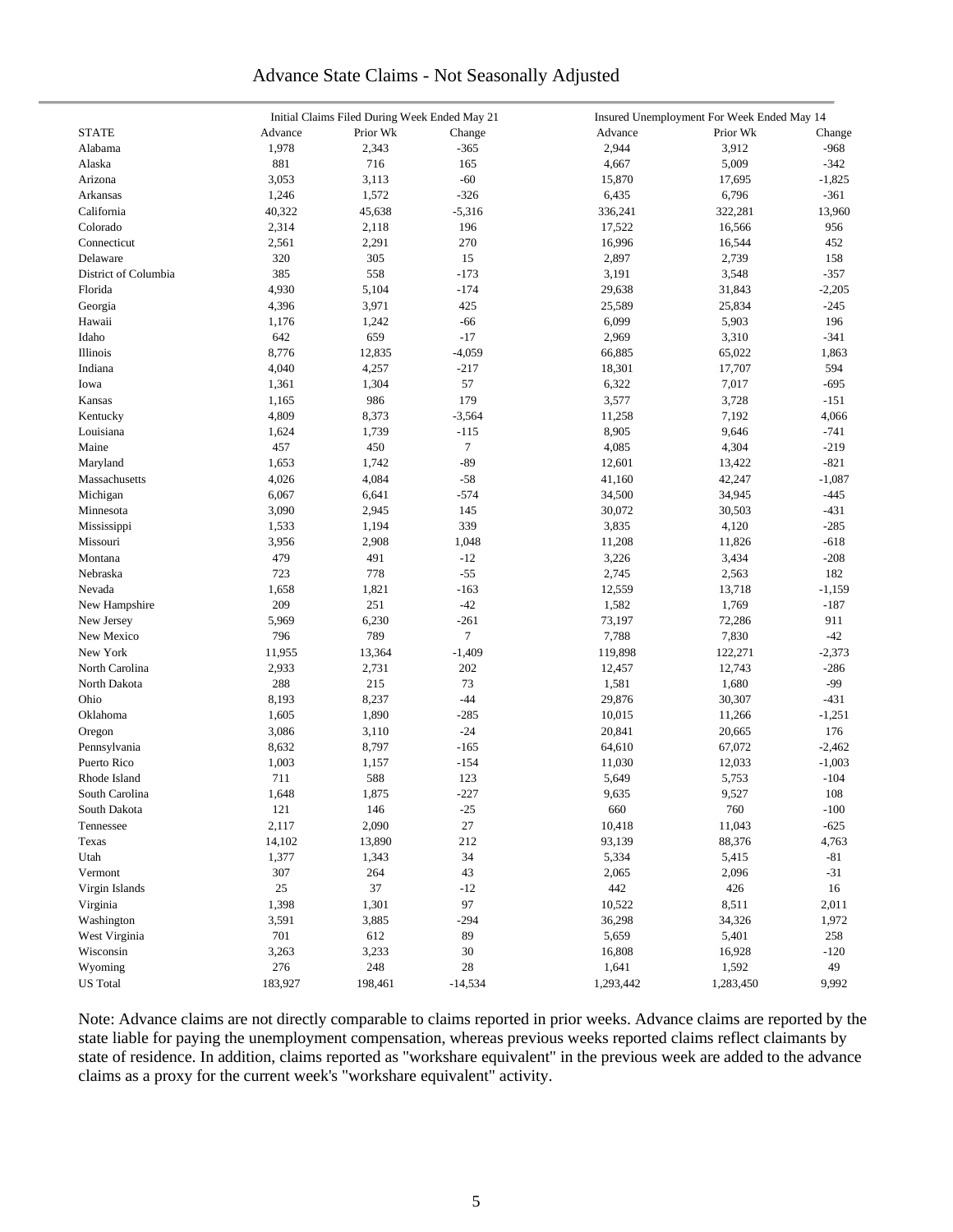# Advance State Claims - Not Seasonally Adjusted

| STATE | Initial Claims Filed During Week Ended May 21 | | | Insured Unemployment For Week Ended May 14 | | |
|---|---|---|---|---|---|---|
| | Advance | Prior Wk | Change | Advance | Prior Wk | Change |
| Alabama | 1,978 | 2,343 | -365 | 2,944 | 3,912 | -968 |
| Alaska | 881 | 716 | 165 | 4,667 | 5,009 | -342 |
| Arizona | 3,053 | 3,113 | -60 | 15,870 | 17,695 | -1,825 |
| Arkansas | 1,246 | 1,572 | -326 | 6,435 | 6,796 | -361 |
| California | 40,322 | 45,638 | -5,316 | 336,241 | 322,281 | 13,960 |
| Colorado | 2,314 | 2,118 | 196 | 17,522 | 16,566 | 956 |
| Connecticut | 2,561 | 2,291 | 270 | 16,996 | 16,544 | 452 |
| Delaware | 320 | 305 | 15 | 2,897 | 2,739 | 158 |
| District of Columbia | 385 | 558 | -173 | 3,191 | 3,548 | -357 |
| Florida | 4,930 | 5,104 | -174 | 29,638 | 31,843 | -2,205 |
| Georgia | 4,396 | 3,971 | 425 | 25,589 | 25,834 | -245 |
| Hawaii | 1,176 | 1,242 | -66 | 6,099 | 5,903 | 196 |
| Idaho | 642 | 659 | -17 | 2,969 | 3,310 | -341 |
| Illinois | 8,776 | 12,835 | -4,059 | 66,885 | 65,022 | 1,863 |
| Indiana | 4,040 | 4,257 | -217 | 18,301 | 17,707 | 594 |
| Iowa | 1,361 | 1,304 | 57 | 6,322 | 7,017 | -695 |
| Kansas | 1,165 | 986 | 179 | 3,577 | 3,728 | -151 |
| Kentucky | 4,809 | 8,373 | -3,564 | 11,258 | 7,192 | 4,066 |
| Louisiana | 1,624 | 1,739 | -115 | 8,905 | 9,646 | -741 |
| Maine | 457 | 450 | 7 | 4,085 | 4,304 | -219 |
| Maryland | 1,653 | 1,742 | -89 | 12,601 | 13,422 | -821 |
| Massachusetts | 4,026 | 4,084 | -58 | 41,160 | 42,247 | -1,087 |
| Michigan | 6,067 | 6,641 | -574 | 34,500 | 34,945 | -445 |
| Minnesota | 3,090 | 2,945 | 145 | 30,072 | 30,503 | -431 |
| Mississippi | 1,533 | 1,194 | 339 | 3,835 | 4,120 | -285 |
| Missouri | 3,956 | 2,908 | 1,048 | 11,208 | 11,826 | -618 |
| Montana | 479 | 491 | -12 | 3,226 | 3,434 | -208 |
| Nebraska | 723 | 778 | -55 | 2,745 | 2,563 | 182 |
| Nevada | 1,658 | 1,821 | -163 | 12,559 | 13,718 | -1,159 |
| New Hampshire | 209 | 251 | -42 | 1,582 | 1,769 | -187 |
| New Jersey | 5,969 | 6,230 | -261 | 73,197 | 72,286 | 911 |
| New Mexico | 796 | 789 | 7 | 7,788 | 7,830 | -42 |
| New York | 11,955 | 13,364 | -1,409 | 119,898 | 122,271 | -2,373 |
| North Carolina | 2,933 | 2,731 | 202 | 12,457 | 12,743 | -286 |
| North Dakota | 288 | 215 | 73 | 1,581 | 1,680 | -99 |
| Ohio | 8,193 | 8,237 | -44 | 29,876 | 30,307 | -431 |
| Oklahoma | 1,605 | 1,890 | -285 | 10,015 | 11,266 | -1,251 |
| Oregon | 3,086 | 3,110 | -24 | 20,841 | 20,665 | 176 |
| Pennsylvania | 8,632 | 8,797 | -165 | 64,610 | 67,072 | -2,462 |
| Puerto Rico | 1,003 | 1,157 | -154 | 11,030 | 12,033 | -1,003 |
| Rhode Island | 711 | 588 | 123 | 5,649 | 5,753 | -104 |
| South Carolina | 1,648 | 1,875 | -227 | 9,635 | 9,527 | 108 |
| South Dakota | 121 | 146 | -25 | 660 | 760 | -100 |
| Tennessee | 2,117 | 2,090 | 27 | 10,418 | 11,043 | -625 |
| Texas | 14,102 | 13,890 | 212 | 93,139 | 88,376 | 4,763 |
| Utah | 1,377 | 1,343 | 34 | 5,334 | 5,415 | -81 |
| Vermont | 307 | 264 | 43 | 2,065 | 2,096 | -31 |
| Virgin Islands | 25 | 37 | -12 | 442 | 426 | 16 |
| Virginia | 1,398 | 1,301 | 97 | 10,522 | 8,511 | 2,011 |
| Washington | 3,591 | 3,885 | -294 | 36,298 | 34,326 | 1,972 |
| West Virginia | 701 | 612 | 89 | 5,659 | 5,401 | 258 |
| Wisconsin | 3,263 | 3,233 | 30 | 16,808 | 16,928 | -120 |
| Wyoming | 276 | 248 | 28 | 1,641 | 1,592 | 49 |
| US Total | 183,927 | 198,461 | -14,534 | 1,293,442 | 1,283,450 | 9,992 |

Note: Advance claims are not directly comparable to claims reported in prior weeks. Advance claims are reported by the state liable for paying the unemployment compensation, whereas previous weeks reported claims reflect claimants by state of residence. In addition, claims reported as "workshare equivalent" in the previous week are added to the advance claims as a proxy for the current week's "workshare equivalent" activity.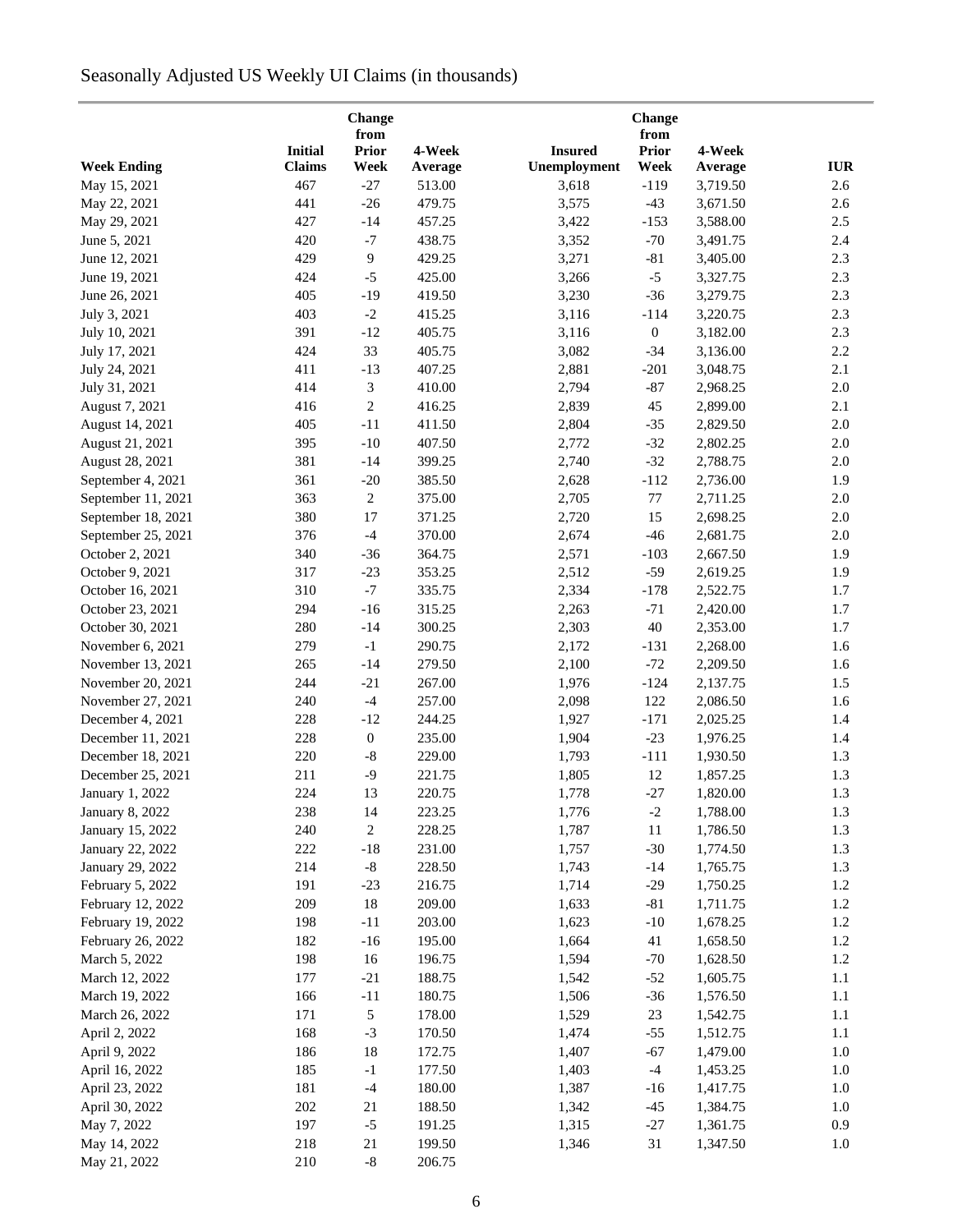# Seasonally Adjusted US Weekly UI Claims (in thousands)

| Week Ending | Initial Claims | Change from Prior Week | 4-Week Average | Insured Unemployment | Change from Prior Week | 4-Week Average | IUR |
|---|---|---|---|---|---|---|---|
| May 15, 2021 | 467 | -27 | 513.00 | 3,618 | -119 | 3,719.50 | 2.6 |
| May 22, 2021 | 441 | -26 | 479.75 | 3,575 | -43 | 3,671.50 | 2.6 |
| May 29, 2021 | 427 | -14 | 457.25 | 3,422 | -153 | 3,588.00 | 2.5 |
| June 5, 2021 | 420 | -7 | 438.75 | 3,352 | -70 | 3,491.75 | 2.4 |
| June 12, 2021 | 429 | 9 | 429.25 | 3,271 | -81 | 3,405.00 | 2.3 |
| June 19, 2021 | 424 | -5 | 425.00 | 3,266 | -5 | 3,327.75 | 2.3 |
| June 26, 2021 | 405 | -19 | 419.50 | 3,230 | -36 | 3,279.75 | 2.3 |
| July 3, 2021 | 403 | -2 | 415.25 | 3,116 | -114 | 3,220.75 | 2.3 |
| July 10, 2021 | 391 | -12 | 405.75 | 3,116 | 0 | 3,182.00 | 2.3 |
| July 17, 2021 | 424 | 33 | 405.75 | 3,082 | -34 | 3,136.00 | 2.2 |
| July 24, 2021 | 411 | -13 | 407.25 | 2,881 | -201 | 3,048.75 | 2.1 |
| July 31, 2021 | 414 | 3 | 410.00 | 2,794 | -87 | 2,968.25 | 2.0 |
| August 7, 2021 | 416 | 2 | 416.25 | 2,839 | 45 | 2,899.00 | 2.1 |
| August 14, 2021 | 405 | -11 | 411.50 | 2,804 | -35 | 2,829.50 | 2.0 |
| August 21, 2021 | 395 | -10 | 407.50 | 2,772 | -32 | 2,802.25 | 2.0 |
| August 28, 2021 | 381 | -14 | 399.25 | 2,740 | -32 | 2,788.75 | 2.0 |
| September 4, 2021 | 361 | -20 | 385.50 | 2,628 | -112 | 2,736.00 | 1.9 |
| September 11, 2021 | 363 | 2 | 375.00 | 2,705 | 77 | 2,711.25 | 2.0 |
| September 18, 2021 | 380 | 17 | 371.25 | 2,720 | 15 | 2,698.25 | 2.0 |
| September 25, 2021 | 376 | -4 | 370.00 | 2,674 | -46 | 2,681.75 | 2.0 |
| October 2, 2021 | 340 | -36 | 364.75 | 2,571 | -103 | 2,667.50 | 1.9 |
| October 9, 2021 | 317 | -23 | 353.25 | 2,512 | -59 | 2,619.25 | 1.9 |
| October 16, 2021 | 310 | -7 | 335.75 | 2,334 | -178 | 2,522.75 | 1.7 |
| October 23, 2021 | 294 | -16 | 315.25 | 2,263 | -71 | 2,420.00 | 1.7 |
| October 30, 2021 | 280 | -14 | 300.25 | 2,303 | 40 | 2,353.00 | 1.7 |
| November 6, 2021 | 279 | -1 | 290.75 | 2,172 | -131 | 2,268.00 | 1.6 |
| November 13, 2021 | 265 | -14 | 279.50 | 2,100 | -72 | 2,209.50 | 1.6 |
| November 20, 2021 | 244 | -21 | 267.00 | 1,976 | -124 | 2,137.75 | 1.5 |
| November 27, 2021 | 240 | -4 | 257.00 | 2,098 | 122 | 2,086.50 | 1.6 |
| December 4, 2021 | 228 | -12 | 244.25 | 1,927 | -171 | 2,025.25 | 1.4 |
| December 11, 2021 | 228 | 0 | 235.00 | 1,904 | -23 | 1,976.25 | 1.4 |
| December 18, 2021 | 220 | -8 | 229.00 | 1,793 | -111 | 1,930.50 | 1.3 |
| December 25, 2021 | 211 | -9 | 221.75 | 1,805 | 12 | 1,857.25 | 1.3 |
| January 1, 2022 | 224 | 13 | 220.75 | 1,778 | -27 | 1,820.00 | 1.3 |
| January 8, 2022 | 238 | 14 | 223.25 | 1,776 | -2 | 1,788.00 | 1.3 |
| January 15, 2022 | 240 | 2 | 228.25 | 1,787 | 11 | 1,786.50 | 1.3 |
| January 22, 2022 | 222 | -18 | 231.00 | 1,757 | -30 | 1,774.50 | 1.3 |
| January 29, 2022 | 214 | -8 | 228.50 | 1,743 | -14 | 1,765.75 | 1.3 |
| February 5, 2022 | 191 | -23 | 216.75 | 1,714 | -29 | 1,750.25 | 1.2 |
| February 12, 2022 | 209 | 18 | 209.00 | 1,633 | -81 | 1,711.75 | 1.2 |
| February 19, 2022 | 198 | -11 | 203.00 | 1,623 | -10 | 1,678.25 | 1.2 |
| February 26, 2022 | 182 | -16 | 195.00 | 1,664 | 41 | 1,658.50 | 1.2 |
| March 5, 2022 | 198 | 16 | 196.75 | 1,594 | -70 | 1,628.50 | 1.2 |
| March 12, 2022 | 177 | -21 | 188.75 | 1,542 | -52 | 1,605.75 | 1.1 |
| March 19, 2022 | 166 | -11 | 180.75 | 1,506 | -36 | 1,576.50 | 1.1 |
| March 26, 2022 | 171 | 5 | 178.00 | 1,529 | 23 | 1,542.75 | 1.1 |
| April 2, 2022 | 168 | -3 | 170.50 | 1,474 | -55 | 1,512.75 | 1.1 |
| April 9, 2022 | 186 | 18 | 172.75 | 1,407 | -67 | 1,479.00 | 1.0 |
| April 16, 2022 | 185 | -1 | 177.50 | 1,403 | -4 | 1,453.25 | 1.0 |
| April 23, 2022 | 181 | -4 | 180.00 | 1,387 | -16 | 1,417.75 | 1.0 |
| April 30, 2022 | 202 | 21 | 188.50 | 1,342 | -45 | 1,384.75 | 1.0 |
| May 7, 2022 | 197 | -5 | 191.25 | 1,315 | -27 | 1,361.75 | 0.9 |
| May 14, 2022 | 218 | 21 | 199.50 | 1,346 | 31 | 1,347.50 | 1.0 |
| May 21, 2022 | 210 | -8 | 206.75 | | | | |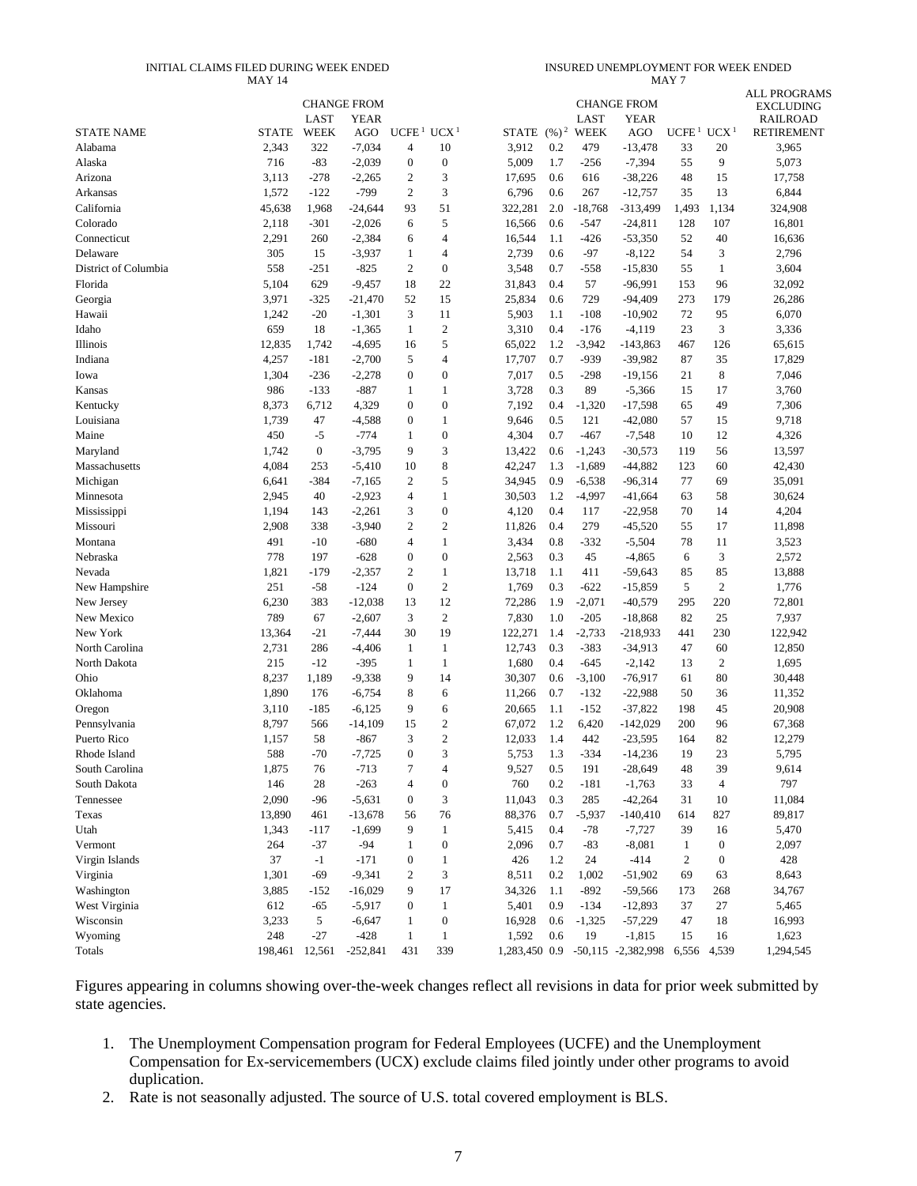| STATE NAME | INITIAL CLAIMS FILED DURING WEEK ENDED MAY 14 STATE | CHANGE FROM LAST WEEK | CHANGE FROM YEAR AGO | UCFE [1] | UCX [1] | INSURED UNEMPLOYMENT FOR WEEK ENDED MAY 7 STATE | (%) [2] | CHANGE FROM LAST WEEK | CHANGE FROM YEAR AGO | UCFE [1] | UCX [1] | ALL PROGRAMS EXCLUDING RAILROAD RETIREMENT |
|---|---|---|---|---|---|---|---|---|---|---|---|---|
| Alabama | 2,343 | 322 | -7,034 | 4 | 10 | 3,912 | 0.2 | 479 | -13,478 | 33 | 20 | 3,965 |
| Alaska | 716 | -83 | -2,039 | 0 | 0 | 5,009 | 1.7 | -256 | -7,394 | 55 | 9 | 5,073 |
| Arizona | 3,113 | -278 | -2,265 | 2 | 3 | 17,695 | 0.6 | 616 | -38,226 | 48 | 15 | 17,758 |
| Arkansas | 1,572 | -122 | -799 | 2 | 3 | 6,796 | 0.6 | 267 | -12,757 | 35 | 13 | 6,844 |
| California | 45,638 | 1,968 | -24,644 | 93 | 51 | 322,281 | 2.0 | -18,768 | -313,499 | 1,493 | 1,134 | 324,908 |
| Colorado | 2,118 | -301 | -2,026 | 6 | 5 | 16,566 | 0.6 | -547 | -24,811 | 128 | 107 | 16,801 |
| Connecticut | 2,291 | 260 | -2,384 | 6 | 4 | 16,544 | 1.1 | -426 | -53,350 | 52 | 40 | 16,636 |
| Delaware | 305 | 15 | -3,937 | 1 | 4 | 2,739 | 0.6 | -97 | -8,122 | 54 | 3 | 2,796 |
| District of Columbia | 558 | -251 | -825 | 2 | 0 | 3,548 | 0.7 | -558 | -15,830 | 55 | 1 | 3,604 |
| Florida | 5,104 | 629 | -9,457 | 18 | 22 | 31,843 | 0.4 | 57 | -96,991 | 153 | 96 | 32,092 |
| Georgia | 3,971 | -325 | -21,470 | 52 | 15 | 25,834 | 0.6 | 729 | -94,409 | 273 | 179 | 26,286 |
| Hawaii | 1,242 | -20 | -1,301 | 3 | 11 | 5,903 | 1.1 | -108 | -10,902 | 72 | 95 | 6,070 |
| Idaho | 659 | 18 | -1,365 | 1 | 2 | 3,310 | 0.4 | -176 | -4,119 | 23 | 3 | 3,336 |
| Illinois | 12,835 | 1,742 | -4,695 | 16 | 5 | 65,022 | 1.2 | -3,942 | -143,863 | 467 | 126 | 65,615 |
| Indiana | 4,257 | -181 | -2,700 | 5 | 4 | 17,707 | 0.7 | -939 | -39,982 | 87 | 35 | 17,829 |
| Iowa | 1,304 | -236 | -2,278 | 0 | 0 | 7,017 | 0.5 | -298 | -19,156 | 21 | 8 | 7,046 |
| Kansas | 986 | -133 | -887 | 1 | 1 | 3,728 | 0.3 | 89 | -5,366 | 15 | 17 | 3,760 |
| Kentucky | 8,373 | 6,712 | 4,329 | 0 | 0 | 7,192 | 0.4 | -1,320 | -17,598 | 65 | 49 | 7,306 |
| Louisiana | 1,739 | 47 | -4,588 | 0 | 1 | 9,646 | 0.5 | 121 | -42,080 | 57 | 15 | 9,718 |
| Maine | 450 | -5 | -774 | 1 | 0 | 4,304 | 0.7 | -467 | -7,548 | 10 | 12 | 4,326 |
| Maryland | 1,742 | 0 | -3,795 | 9 | 3 | 13,422 | 0.6 | -1,243 | -30,573 | 119 | 56 | 13,597 |
| Massachusetts | 4,084 | 253 | -5,410 | 10 | 8 | 42,247 | 1.3 | -1,689 | -44,882 | 123 | 60 | 42,430 |
| Michigan | 6,641 | -384 | -7,165 | 2 | 5 | 34,945 | 0.9 | -6,538 | -96,314 | 77 | 69 | 35,091 |
| Minnesota | 2,945 | 40 | -2,923 | 4 | 1 | 30,503 | 1.2 | -4,997 | -41,664 | 63 | 58 | 30,624 |
| Mississippi | 1,194 | 143 | -2,261 | 3 | 0 | 4,120 | 0.4 | 117 | -22,958 | 70 | 14 | 4,204 |
| Missouri | 2,908 | 338 | -3,940 | 2 | 2 | 11,826 | 0.4 | 279 | -45,520 | 55 | 17 | 11,898 |
| Montana | 491 | -10 | -680 | 4 | 1 | 3,434 | 0.8 | -332 | -5,504 | 78 | 11 | 3,523 |
| Nebraska | 778 | 197 | -628 | 0 | 0 | 2,563 | 0.3 | 45 | -4,865 | 6 | 3 | 2,572 |
| Nevada | 1,821 | -179 | -2,357 | 2 | 1 | 13,718 | 1.1 | 411 | -59,643 | 85 | 85 | 13,888 |
| New Hampshire | 251 | -58 | -124 | 0 | 2 | 1,769 | 0.3 | -622 | -15,859 | 5 | 2 | 1,776 |
| New Jersey | 6,230 | 383 | -12,038 | 13 | 12 | 72,286 | 1.9 | -2,071 | -40,579 | 295 | 220 | 72,801 |
| New Mexico | 789 | 67 | -2,607 | 3 | 2 | 7,830 | 1.0 | -205 | -18,868 | 82 | 25 | 7,937 |
| New York | 13,364 | -21 | -7,444 | 30 | 19 | 122,271 | 1.4 | -2,733 | -218,933 | 441 | 230 | 122,942 |
| North Carolina | 2,731 | 286 | -4,406 | 1 | 1 | 12,743 | 0.3 | -383 | -34,913 | 47 | 60 | 12,850 |
| North Dakota | 215 | -12 | -395 | 1 | 1 | 1,680 | 0.4 | -645 | -2,142 | 13 | 2 | 1,695 |
| Ohio | 8,237 | 1,189 | -9,338 | 9 | 14 | 30,307 | 0.6 | -3,100 | -76,917 | 61 | 80 | 30,448 |
| Oklahoma | 1,890 | 176 | -6,754 | 8 | 6 | 11,266 | 0.7 | -132 | -22,988 | 50 | 36 | 11,352 |
| Oregon | 3,110 | -185 | -6,125 | 9 | 6 | 20,665 | 1.1 | -152 | -37,822 | 198 | 45 | 20,908 |
| Pennsylvania | 8,797 | 566 | -14,109 | 15 | 2 | 67,072 | 1.2 | 6,420 | -142,029 | 200 | 96 | 67,368 |
| Puerto Rico | 1,157 | 58 | -867 | 3 | 2 | 12,033 | 1.4 | 442 | -23,595 | 164 | 82 | 12,279 |
| Rhode Island | 588 | -70 | -7,725 | 0 | 3 | 5,753 | 1.3 | -334 | -14,236 | 19 | 23 | 5,795 |
| South Carolina | 1,875 | 76 | -713 | 7 | 4 | 9,527 | 0.5 | 191 | -28,649 | 48 | 39 | 9,614 |
| South Dakota | 146 | 28 | -263 | 4 | 0 | 760 | 0.2 | -181 | -1,763 | 33 | 4 | 797 |
| Tennessee | 2,090 | -96 | -5,631 | 0 | 3 | 11,043 | 0.3 | 285 | -42,264 | 31 | 10 | 11,084 |
| Texas | 13,890 | 461 | -13,678 | 56 | 76 | 88,376 | 0.7 | -5,937 | -140,410 | 614 | 827 | 89,817 |
| Utah | 1,343 | -117 | -1,699 | 9 | 1 | 5,415 | 0.4 | -78 | -7,727 | 39 | 16 | 5,470 |
| Vermont | 264 | -37 | -94 | 1 | 0 | 2,096 | 0.7 | -83 | -8,081 | 1 | 0 | 2,097 |
| Virgin Islands | 37 | -1 | -171 | 0 | 1 | 426 | 1.2 | 24 | -414 | 2 | 0 | 428 |
| Virginia | 1,301 | -69 | -9,341 | 2 | 3 | 8,511 | 0.2 | 1,002 | -51,902 | 69 | 63 | 8,643 |
| Washington | 3,885 | -152 | -16,029 | 9 | 17 | 34,326 | 1.1 | -892 | -59,566 | 173 | 268 | 34,767 |
| West Virginia | 612 | -65 | -5,917 | 0 | 1 | 5,401 | 0.9 | -134 | -12,893 | 37 | 27 | 5,465 |
| Wisconsin | 3,233 | 5 | -6,647 | 1 | 0 | 16,928 | 0.6 | -1,325 | -57,229 | 47 | 18 | 16,993 |
| Wyoming | 248 | -27 | -428 | 1 | 1 | 1,592 | 0.6 | 19 | -1,815 | 15 | 16 | 1,623 |
| Totals | 198,461 | 12,561 | -252,841 | 431 | 339 | 1,283,450 | 0.9 | -50,115 | -2,382,998 | 6,556 | 4,539 | 1,294,545 |

Figures appearing in columns showing over-the-week changes reflect all revisions in data for prior week submitted by state agencies.

1. The Unemployment Compensation program for Federal Employees (UCFE) and the Unemployment Compensation for Ex-servicemembers (UCX) exclude claims filed jointly under other programs to avoid duplication.
2. Rate is not seasonally adjusted. The source of U.S. total covered employment is BLS.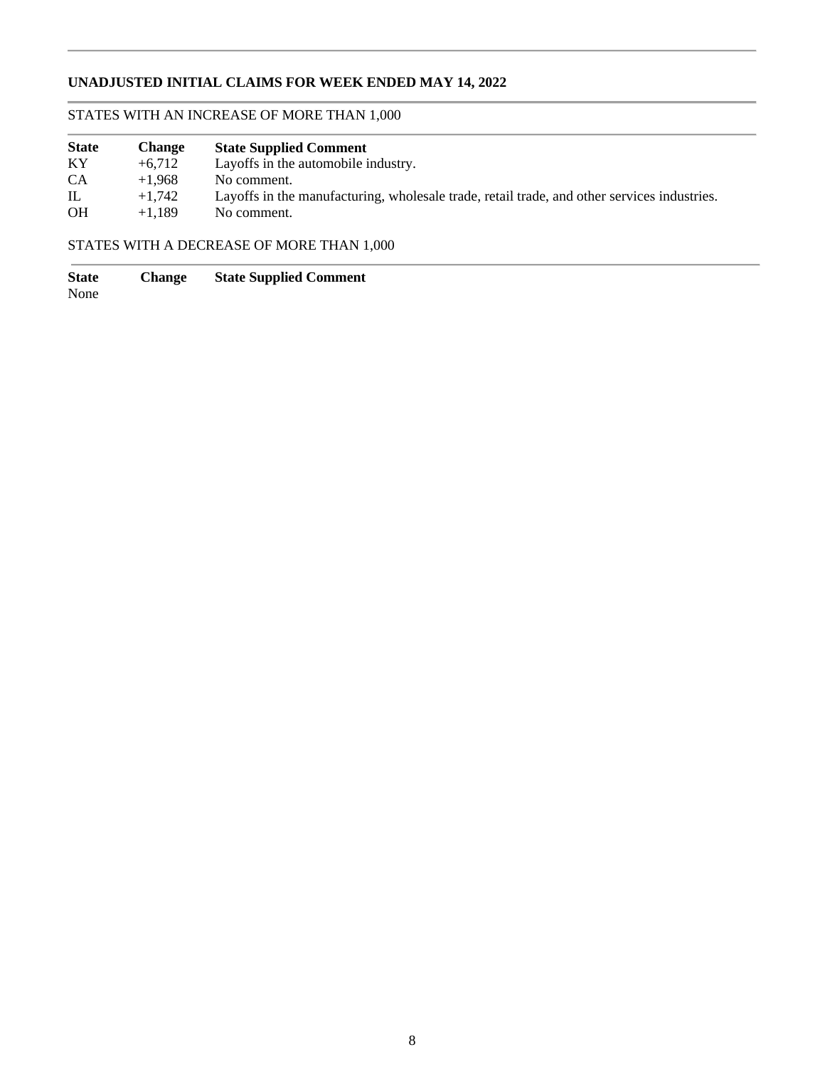## UNADJUSTED INITIAL CLAIMS FOR WEEK ENDED MAY 14, 2022

### STATES WITH AN INCREASE OF MORE THAN 1,000

| State | Change | State Supplied Comment |
|---|---|---|
| KY | +6,712 | Layoffs in the automobile industry. |
| CA | +1,968 | No comment. |
| IL | +1,742 | Layoffs in the manufacturing, wholesale trade, retail trade, and other services industries. |
| OH | +1,189 | No comment. |

### STATES WITH A DECREASE OF MORE THAN 1,000

| State | Change | State Supplied Comment |
|---|---|---|
| None | | |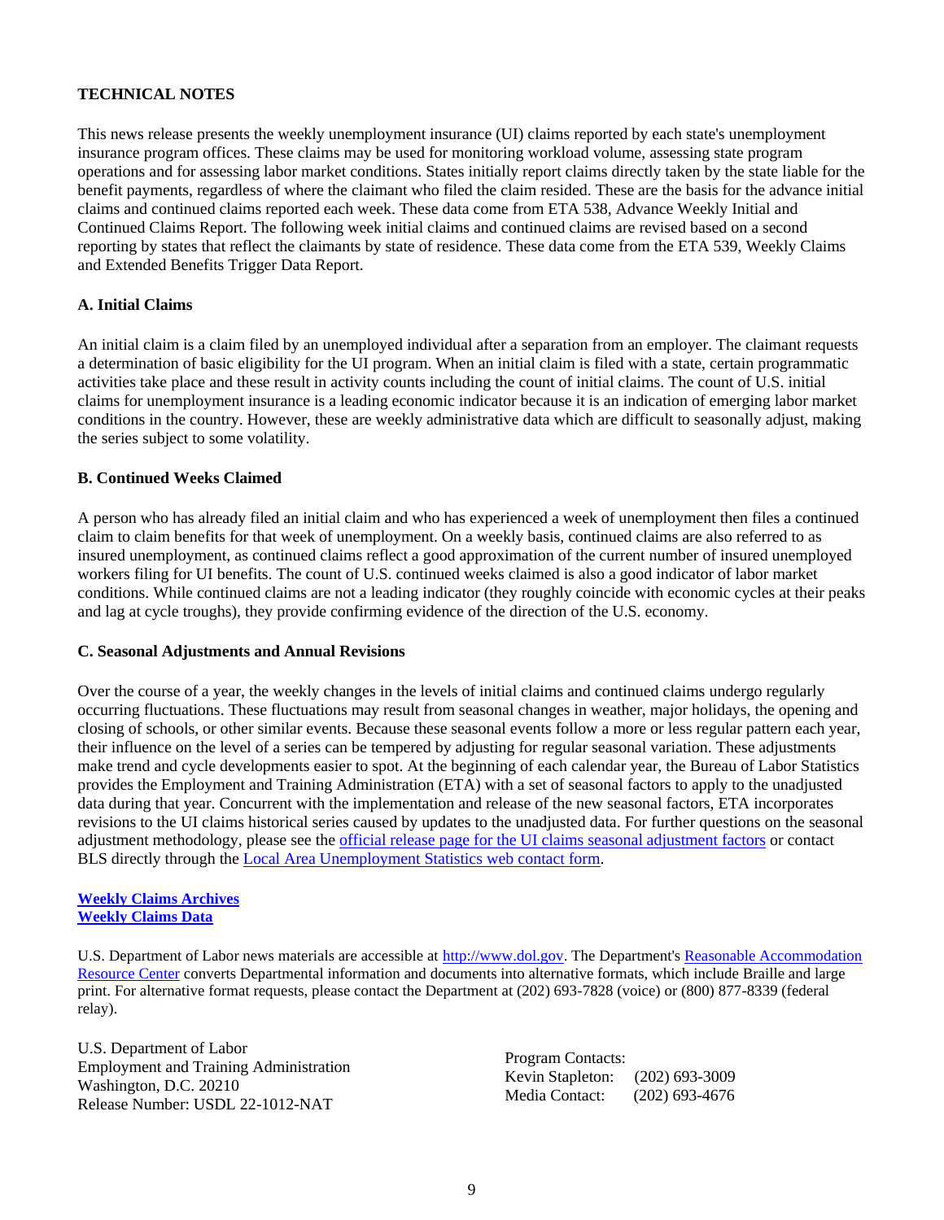**TECHNICAL NOTES**

This news release presents the weekly unemployment insurance (UI) claims reported by each state's unemployment insurance program offices. These claims may be used for monitoring workload volume, assessing state program operations and for assessing labor market conditions. States initially report claims directly taken by the state liable for the benefit payments, regardless of where the claimant who filed the claim resided. These are the basis for the advance initial claims and continued claims reported each week. These data come from ETA 538, Advance Weekly Initial and Continued Claims Report. The following week initial claims and continued claims are revised based on a second reporting by states that reflect the claimants by state of residence. These data come from the ETA 539, Weekly Claims and Extended Benefits Trigger Data Report.

**A. Initial Claims**

An initial claim is a claim filed by an unemployed individual after a separation from an employer. The claimant requests a determination of basic eligibility for the UI program. When an initial claim is filed with a state, certain programmatic activities take place and these result in activity counts including the count of initial claims. The count of U.S. initial claims for unemployment insurance is a leading economic indicator because it is an indication of emerging labor market conditions in the country. However, these are weekly administrative data which are difficult to seasonally adjust, making the series subject to some volatility.

**B. Continued Weeks Claimed**

A person who has already filed an initial claim and who has experienced a week of unemployment then files a continued claim to claim benefits for that week of unemployment. On a weekly basis, continued claims are also referred to as insured unemployment, as continued claims reflect a good approximation of the current number of insured unemployed workers filing for UI benefits. The count of U.S. continued weeks claimed is also a good indicator of labor market conditions. While continued claims are not a leading indicator (they roughly coincide with economic cycles at their peaks and lag at cycle troughs), they provide confirming evidence of the direction of the U.S. economy.

**C. Seasonal Adjustments and Annual Revisions**

Over the course of a year, the weekly changes in the levels of initial claims and continued claims undergo regularly occurring fluctuations. These fluctuations may result from seasonal changes in weather, major holidays, the opening and closing of schools, or other similar events. Because these seasonal events follow a more or less regular pattern each year, their influence on the level of a series can be tempered by adjusting for regular seasonal variation. These adjustments make trend and cycle developments easier to spot. At the beginning of each calendar year, the Bureau of Labor Statistics provides the Employment and Training Administration (ETA) with a set of seasonal factors to apply to the unadjusted data during that year. Concurrent with the implementation and release of the new seasonal factors, ETA incorporates revisions to the UI claims historical series caused by updates to the unadjusted data. For further questions on the seasonal adjustment methodology, please see the official release page for the UI claims seasonal adjustment factors or contact BLS directly through the Local Area Unemployment Statistics web contact form.

**Weekly Claims Archives**
**Weekly Claims Data**

U.S. Department of Labor news materials are accessible at http://www.dol.gov. The Department's Reasonable Accommodation Resource Center converts Departmental information and documents into alternative formats, which include Braille and large print. For alternative format requests, please contact the Department at (202) 693-7828 (voice) or (800) 877-8339 (federal relay).

U.S. Department of Labor
Employment and Training Administration
Washington, D.C. 20210
Release Number: USDL 22-1012-NAT

Program Contacts:
Kevin Stapleton: (202) 693-3009
Media Contact: (202) 693-4676